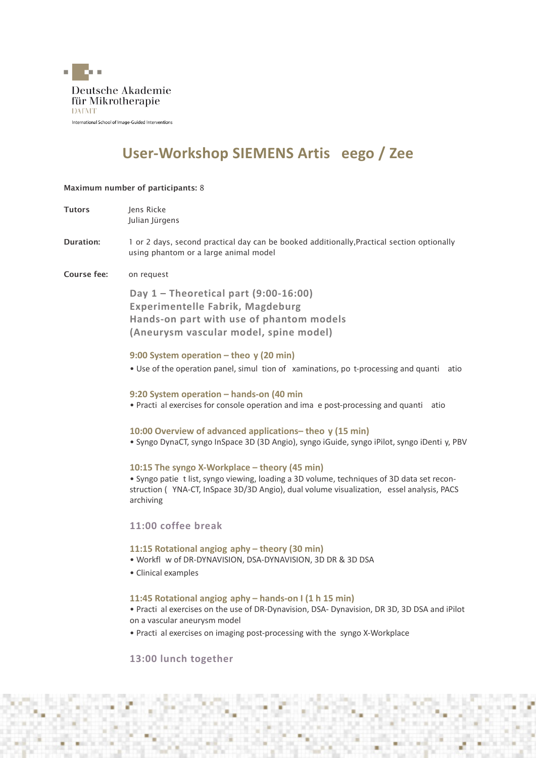Deutsche Akademie für Mikrotherapie
DAfMT
International School of Image-Guided Interventions

# User-Workshop SIEMENS Artis eego / Zee

**Maximum number of participants:** 8

**Tutors** Jens Ricke
Julian Jürgens

**Duration:** 1 or 2 days, second practical day can be booked additionally,Practical section optionally using phantom or a large animal model

**Course fee:** on request

## Day 1 – Theoretical part (9:00-16:00)
## Experimentelle Fabrik, Magdeburg
## Hands-on part with use of phantom models
## (Aneurysm vascular model, spine model)

### 9:00 System operation – theo y (20 min)

• Use of the operation panel, simul tion of xaminations, po t-processing and quanti atio

### 9:20 System operation – hands-on (40 min

• Practi al exercises for console operation and ima e post-processing and quanti atio

### 10:00 Overview of advanced applications– theo y (15 min)

• Syngo DynaCT, syngo InSpace 3D (3D Angio), syngo iGuide, syngo iPilot, syngo iDenti y, PBV

### 10:15 The syngo X-Workplace – theory (45 min)

• Syngo patie t list, syngo viewing, loading a 3D volume, techniques of 3D data set reconstruction ( YNA-CT, InSpace 3D/3D Angio), dual volume visualization, essel analysis, PACS archiving

### 11:00 coffee break

### 11:15 Rotational angiog aphy – theory (30 min)

• Workfl w of DR-DYNAVISION, DSA-DYNAVISION, 3D DR & 3D DSA
• Clinical examples

### 11:45 Rotational angiog aphy – hands-on I (1 h 15 min)

• Practi al exercises on the use of DR-Dynavision, DSA- Dynavision, DR 3D, 3D DSA and iPilot on a vascular aneurysm model
• Practi al exercises on imaging post-processing with the syngo X-Workplace

### 13:00 lunch together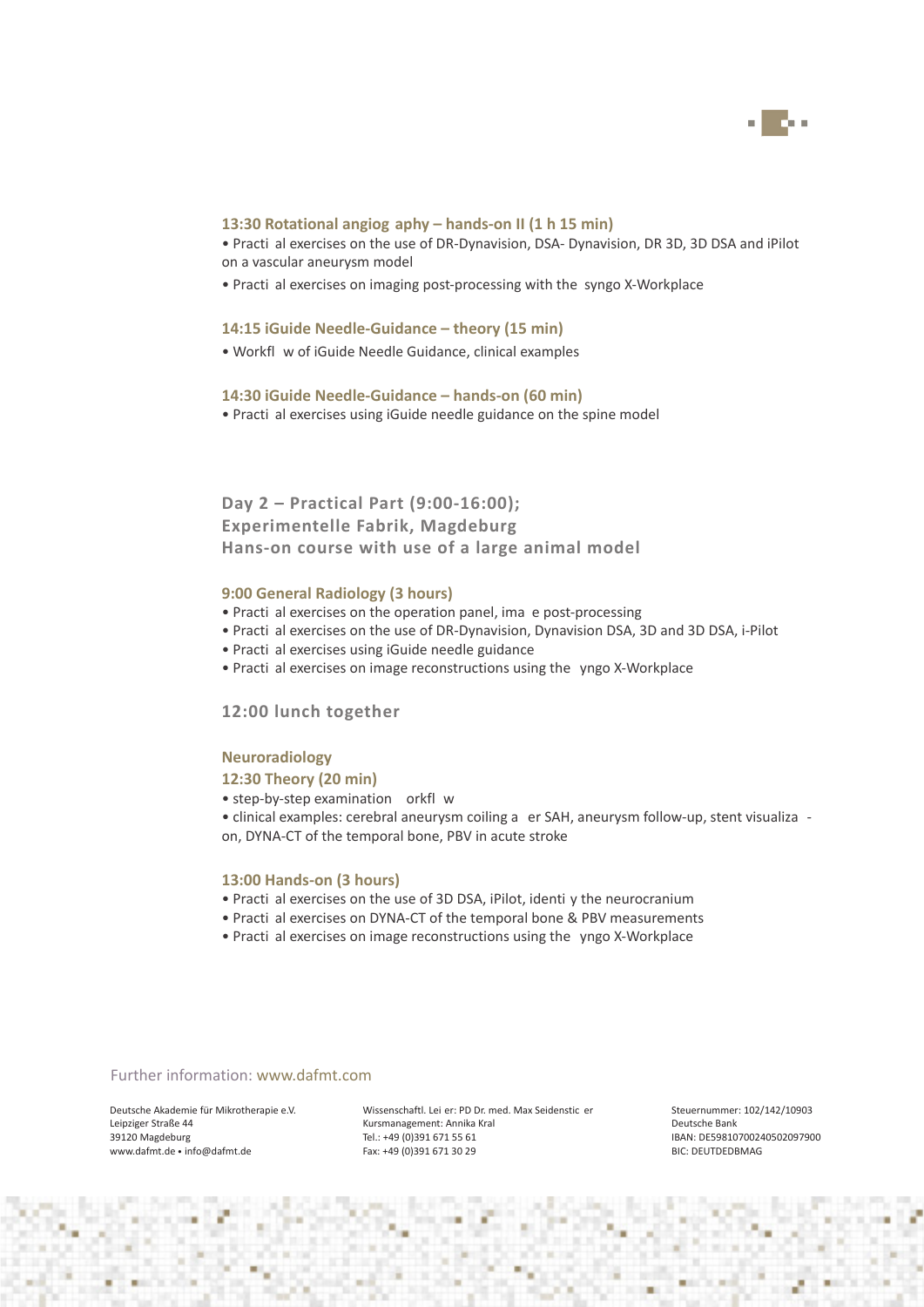### 13:30 Rotational angiog aphy – hands-on II (1 h 15 min)

- Practi al exercises on the use of DR-Dynavision, DSA- Dynavision, DR 3D, 3D DSA and iPilot on a vascular aneurysm model
- Practi al exercises on imaging post-processing with the syngo X-Workplace

### 14:15 iGuide Needle-Guidance – theory (15 min)

- Workfl w of iGuide Needle Guidance, clinical examples

### 14:30 iGuide Needle-Guidance – hands-on (60 min)

- Practi al exercises using iGuide needle guidance on the spine model

## Day 2 – Practical Part (9:00-16:00); Experimentelle Fabrik, Magdeburg Hans-on course with use of a large animal model

### 9:00 General Radiology (3 hours)

- Practi al exercises on the operation panel, ima e post-processing
- Practi al exercises on the use of DR-Dynavision, Dynavision DSA, 3D and 3D DSA, i-Pilot
- Practi al exercises using iGuide needle guidance
- Practi al exercises on image reconstructions using the yngo X-Workplace

### 12:00 lunch together

### Neuroradiology

### 12:30 Theory (20 min)

- step-by-step examination orkfl w
- clinical examples: cerebral aneurysm coiling a er SAH, aneurysm follow-up, stent visualiza - on, DYNA-CT of the temporal bone, PBV in acute stroke

### 13:00 Hands-on (3 hours)

- Practi al exercises on the use of 3D DSA, iPilot, identi y the neurocranium
- Practi al exercises on DYNA-CT of the temporal bone & PBV measurements
- Practi al exercises on image reconstructions using the yngo X-Workplace

Further information: www.dafmt.com

Deutsche Akademie für Mikrotherapie e.V.
Leipziger Straße 44
39120 Magdeburg
www.dafmt.de • info@dafmt.de

Wissenschaftl. Lei er: PD Dr. med. Max Seidenstic er
Kursmanagement: Annika Kral
Tel.: +49 (0)391 671 55 61
Fax: +49 (0)391 671 30 29

Steuernummer: 102/142/10903
Deutsche Bank
IBAN: DE59810700240502097900
BIC: DEUTDEDBMAG